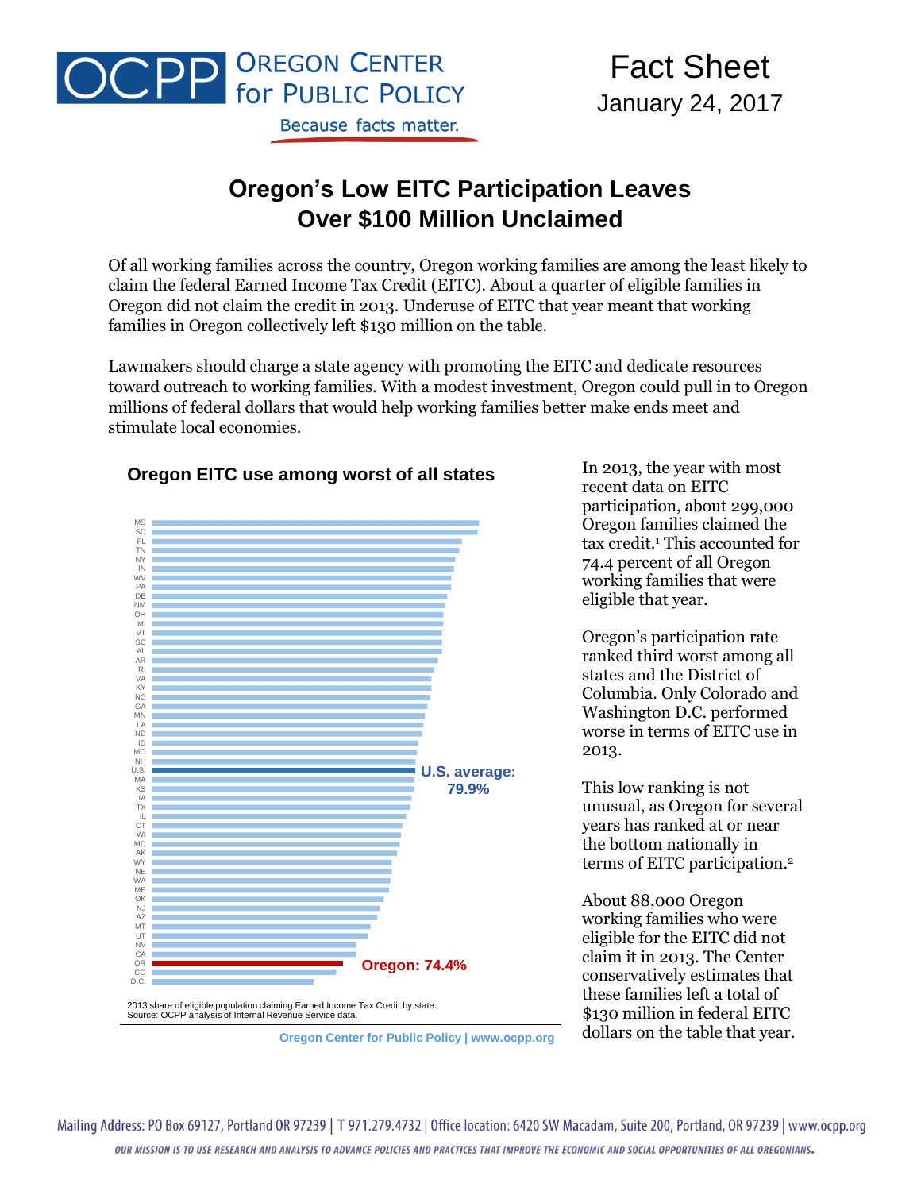Oregon Center for Public Policy — Because facts matter.

Fact Sheet
January 24, 2017

# Oregon's Low EITC Participation Leaves Over $100 Million Unclaimed

Of all working families across the country, Oregon working families are among the least likely to claim the federal Earned Income Tax Credit (EITC). About a quarter of eligible families in Oregon did not claim the credit in 2013. Underuse of EITC that year meant that working families in Oregon collectively left $130 million on the table.

Lawmakers should charge a state agency with promoting the EITC and dedicate resources toward outreach to working families. With a modest investment, Oregon could pull in to Oregon millions of federal dollars that would help working families better make ends meet and stimulate local economies.

**Oregon EITC use among worst of all states**

MS, SD, FL, TN, NY, IN, WV, PA, DE, NM, OH, MI, VT, SC, AL, AR, RI, VA, KY, NC, GA, MN, LA, ND, ID, MO, NH, U.S., MA, KS, IA, TX, IL, CT, WI, MD, AK, WY, NE, WA, ME, OK, NJ, AZ, MT, UT, NV, CA, OR, CO, D.C.

U.S. average: 79.9%

Oregon: 74.4%

2013 share of eligible population claiming Earned Income Tax Credit by state.
Source: OCPP analysis of Internal Revenue Service data.

Oregon Center for Public Policy | www.ocpp.org

In 2013, the year with most recent data on EITC participation, about 299,000 Oregon families claimed the tax credit.[1] This accounted for 74.4 percent of all Oregon working families that were eligible that year.

Oregon's participation rate ranked third worst among all states and the District of Columbia. Only Colorado and Washington D.C. performed worse in terms of EITC use in 2013.

This low ranking is not unusual, as Oregon for several years has ranked at or near the bottom nationally in terms of EITC participation.[2]

About 88,000 Oregon working families who were eligible for the EITC did not claim it in 2013. The Center conservatively estimates that these families left a total of $130 million in federal EITC dollars on the table that year.

Mailing Address: PO Box 69127, Portland OR 97239 | T 971.279.4732 | Office location: 6420 SW Macadam, Suite 200, Portland, OR 97239 | www.ocpp.org

*OUR MISSION IS TO USE RESEARCH AND ANALYSIS TO ADVANCE POLICIES AND PRACTICES THAT IMPROVE THE ECONOMIC AND SOCIAL OPPORTUNITIES OF ALL OREGONIANS.*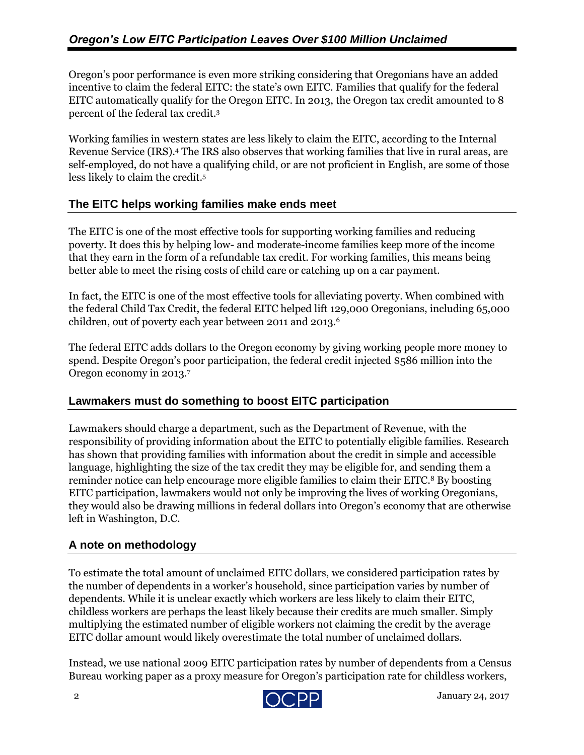Oregon's poor performance is even more striking considering that Oregonians have an added incentive to claim the federal EITC: the state's own EITC. Families that qualify for the federal EITC automatically qualify for the Oregon EITC. In 2013, the Oregon tax credit amounted to 8 percent of the federal tax credit.[3]

Working families in western states are less likely to claim the EITC, according to the Internal Revenue Service (IRS).[4] The IRS also observes that working families that live in rural areas, are self-employed, do not have a qualifying child, or are not proficient in English, are some of those less likely to claim the credit.[5]

## The EITC helps working families make ends meet

The EITC is one of the most effective tools for supporting working families and reducing poverty. It does this by helping low- and moderate-income families keep more of the income that they earn in the form of a refundable tax credit. For working families, this means being better able to meet the rising costs of child care or catching up on a car payment.

In fact, the EITC is one of the most effective tools for alleviating poverty. When combined with the federal Child Tax Credit, the federal EITC helped lift 129,000 Oregonians, including 65,000 children, out of poverty each year between 2011 and 2013.[6]

The federal EITC adds dollars to the Oregon economy by giving working people more money to spend. Despite Oregon's poor participation, the federal credit injected $586 million into the Oregon economy in 2013.[7]

## Lawmakers must do something to boost EITC participation

Lawmakers should charge a department, such as the Department of Revenue, with the responsibility of providing information about the EITC to potentially eligible families. Research has shown that providing families with information about the credit in simple and accessible language, highlighting the size of the tax credit they may be eligible for, and sending them a reminder notice can help encourage more eligible families to claim their EITC.[8] By boosting EITC participation, lawmakers would not only be improving the lives of working Oregonians, they would also be drawing millions in federal dollars into Oregon's economy that are otherwise left in Washington, D.C.

## A note on methodology

To estimate the total amount of unclaimed EITC dollars, we considered participation rates by the number of dependents in a worker's household, since participation varies by number of dependents. While it is unclear exactly which workers are less likely to claim their EITC, childless workers are perhaps the least likely because their credits are much smaller. Simply multiplying the estimated number of eligible workers not claiming the credit by the average EITC dollar amount would likely overestimate the total number of unclaimed dollars.

Instead, we use national 2009 EITC participation rates by number of dependents from a Census Bureau working paper as a proxy measure for Oregon's participation rate for childless workers,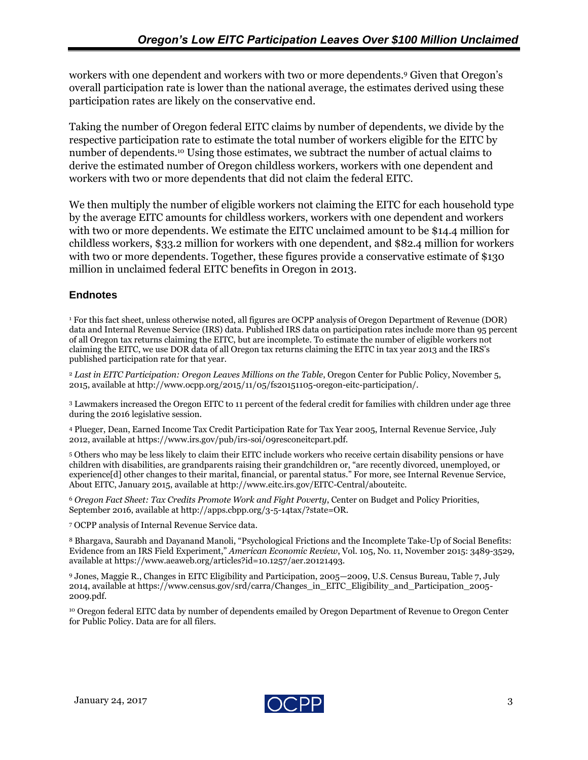workers with one dependent and workers with two or more dependents.[9] Given that Oregon's overall participation rate is lower than the national average, the estimates derived using these participation rates are likely on the conservative end.

Taking the number of Oregon federal EITC claims by number of dependents, we divide by the respective participation rate to estimate the total number of workers eligible for the EITC by number of dependents.[10] Using those estimates, we subtract the number of actual claims to derive the estimated number of Oregon childless workers, workers with one dependent and workers with two or more dependents that did not claim the federal EITC.

We then multiply the number of eligible workers not claiming the EITC for each household type by the average EITC amounts for childless workers, workers with one dependent and workers with two or more dependents. We estimate the EITC unclaimed amount to be $14.4 million for childless workers, $33.2 million for workers with one dependent, and $82.4 million for workers with two or more dependents. Together, these figures provide a conservative estimate of $130 million in unclaimed federal EITC benefits in Oregon in 2013.

### Endnotes

[1] For this fact sheet, unless otherwise noted, all figures are OCPP analysis of Oregon Department of Revenue (DOR) data and Internal Revenue Service (IRS) data. Published IRS data on participation rates include more than 95 percent of all Oregon tax returns claiming the EITC, but are incomplete. To estimate the number of eligible workers not claiming the EITC, we use DOR data of all Oregon tax returns claiming the EITC in tax year 2013 and the IRS's published participation rate for that year.

[2] *Last in EITC Participation: Oregon Leaves Millions on the Table*, Oregon Center for Public Policy, November 5, 2015, available at http://www.ocpp.org/2015/11/05/fs20151105-oregon-eitc-participation/.

[3] Lawmakers increased the Oregon EITC to 11 percent of the federal credit for families with children under age three during the 2016 legislative session.

[4] Plueger, Dean, Earned Income Tax Credit Participation Rate for Tax Year 2005, Internal Revenue Service, July 2012, available at https://www.irs.gov/pub/irs-soi/09resconeitcpart.pdf.

[5] Others who may be less likely to claim their EITC include workers who receive certain disability pensions or have children with disabilities, are grandparents raising their grandchildren or, "are recently divorced, unemployed, or experience[d] other changes to their marital, financial, or parental status." For more, see Internal Revenue Service, About EITC, January 2015, available at http://www.eitc.irs.gov/EITC-Central/abouteitc.

[6] *Oregon Fact Sheet: Tax Credits Promote Work and Fight Poverty*, Center on Budget and Policy Priorities, September 2016, available at http://apps.cbpp.org/3-5-14tax/?state=OR.

[7] OCPP analysis of Internal Revenue Service data.

[8] Bhargava, Saurabh and Dayanand Manoli, "Psychological Frictions and the Incomplete Take-Up of Social Benefits: Evidence from an IRS Field Experiment," *American Economic Review*, Vol. 105, No. 11, November 2015: 3489-3529, available at https://www.aeaweb.org/articles?id=10.1257/aer.20121493.

[9] Jones, Maggie R., Changes in EITC Eligibility and Participation, 2005—2009, U.S. Census Bureau, Table 7, July 2014, available at https://www.census.gov/srd/carra/Changes_in_EITC_Eligibility_and_Participation_2005-2009.pdf.

[10] Oregon federal EITC data by number of dependents emailed by Oregon Department of Revenue to Oregon Center for Public Policy. Data are for all filers.